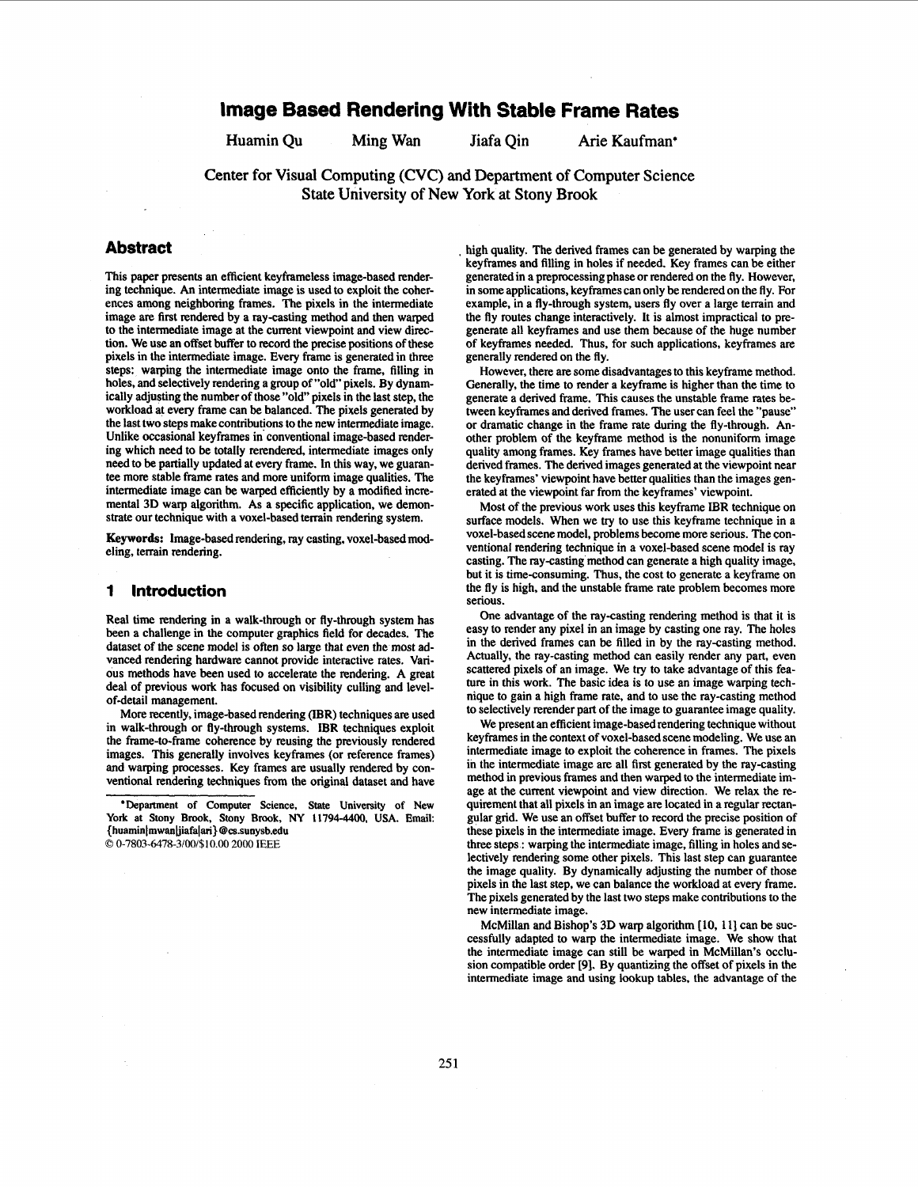# Image Based Rendering With Stable Frame Rates

Huamin Qu Ming Wan Jiafa Qin Arie Kaufman*

Center for Visual Computing (CVC) and Department of Computer Science
State University of New York at Stony Brook

## Abstract

This paper presents an efficient keyframeless image-based rendering technique. An intermediate image is used to exploit the coherences among neighboring frames. The pixels in the intermediate image are first rendered by a ray-casting method and then warped to the intermediate image at the current viewpoint and view direction. We use an offset buffer to record the precise positions of these pixels in the intermediate image. Every frame is generated in three steps: warping the intermediate image onto the frame, filling in holes, and selectively rendering a group of "old" pixels. By dynamically adjusting the number of those "old" pixels in the last step, the workload at every frame can be balanced. The pixels generated by the last two steps make contributions to the new intermediate image. Unlike occasional keyframes in conventional image-based rendering which need to be totally rerendered, intermediate images only need to be partially updated at every frame. In this way, we guarantee more stable frame rates and more uniform image qualities. The intermediate image can be warped efficiently by a modified incremental 3D warp algorithm. As a specific application, we demonstrate our technique with a voxel-based terrain rendering system.

**Keywords:** Image-based rendering, ray casting, voxel-based modeling, terrain rendering.

## 1 Introduction

Real time rendering in a walk-through or fly-through system has been a challenge in the computer graphics field for decades. The dataset of the scene model is often so large that even the most advanced rendering hardware cannot provide interactive rates. Various methods have been used to accelerate the rendering. A great deal of previous work has focused on visibility culling and level-of-detail management.

More recently, image-based rendering (IBR) techniques are used in walk-through or fly-through systems. IBR techniques exploit the frame-to-frame coherence by reusing the previously rendered images. This generally involves keyframes (or reference frames) and warping processes. Key frames are usually rendered by conventional rendering techniques from the original dataset and have high quality. The derived frames can be generated by warping the keyframes and filling in holes if needed. Key frames can be either generated in a preprocessing phase or rendered on the fly. However, in some applications, keyframes can only be rendered on the fly. For example, in a fly-through system, users fly over a large terrain and the fly routes change interactively. It is almost impractical to pregenerate all keyframes and use them because of the huge number of keyframes needed. Thus, for such applications, keyframes are generally rendered on the fly.

However, there are some disadvantages to this keyframe method. Generally, the time to render a keyframe is higher than the time to generate a derived frame. This causes the unstable frame rates between keyframes and derived frames. The user can feel the "pause" or dramatic change in the frame rate during the fly-through. Another problem of the keyframe method is the nonuniform image quality among frames. Key frames have better image qualities than derived frames. The derived images generated at the viewpoint near the keyframes' viewpoint have better qualities than the images generated at the viewpoint far from the keyframes' viewpoint.

Most of the previous work uses this keyframe IBR technique on surface models. When we try to use this keyframe technique in a voxel-based scene model, problems become more serious. The conventional rendering technique in a voxel-based scene model is ray casting. The ray-casting method can generate a high quality image, but it is time-consuming. Thus, the cost to generate a keyframe on the fly is high, and the unstable frame rate problem becomes more serious.

One advantage of the ray-casting rendering method is that it is easy to render any pixel in an image by casting one ray. The holes in the derived frames can be filled in by the ray-casting method. Actually, the ray-casting method can easily render any part, even scattered pixels of an image. We try to take advantage of this feature in this work. The basic idea is to use an image warping technique to gain a high frame rate, and to use the ray-casting method to selectively rerender part of the image to guarantee image quality.

We present an efficient image-based rendering technique without keyframes in the context of voxel-based scene modeling. We use an intermediate image to exploit the coherence in frames. The pixels in the intermediate image are all first generated by the ray-casting method in previous frames and then warped to the intermediate image at the current viewpoint and view direction. We relax the requirement that all pixels in an image are located in a regular rectangular grid. We use an offset buffer to record the precise position of these pixels in the intermediate image. Every frame is generated in three steps : warping the intermediate image, filling in holes and selectively rendering some other pixels. This last step can guarantee the image quality. By dynamically adjusting the number of those pixels in the last step, we can balance the workload at every frame. The pixels generated by the last two steps make contributions to the new intermediate image.

McMillan and Bishop's 3D warp algorithm [10, 11] can be successfully adapted to warp the intermediate image. We show that the intermediate image can still be warped in McMillan's occlusion compatible order [9]. By quantizing the offset of pixels in the intermediate image and using lookup tables, the advantage of the

*Department of Computer Science, State University of New York at Stony Brook, Stony Brook, NY 11794-4400, USA. Email: {huamin|mwan|jiafa|ari}@cs.sunysb.edu

© 0-7803-6478-3/00/$10.00 2000 IEEE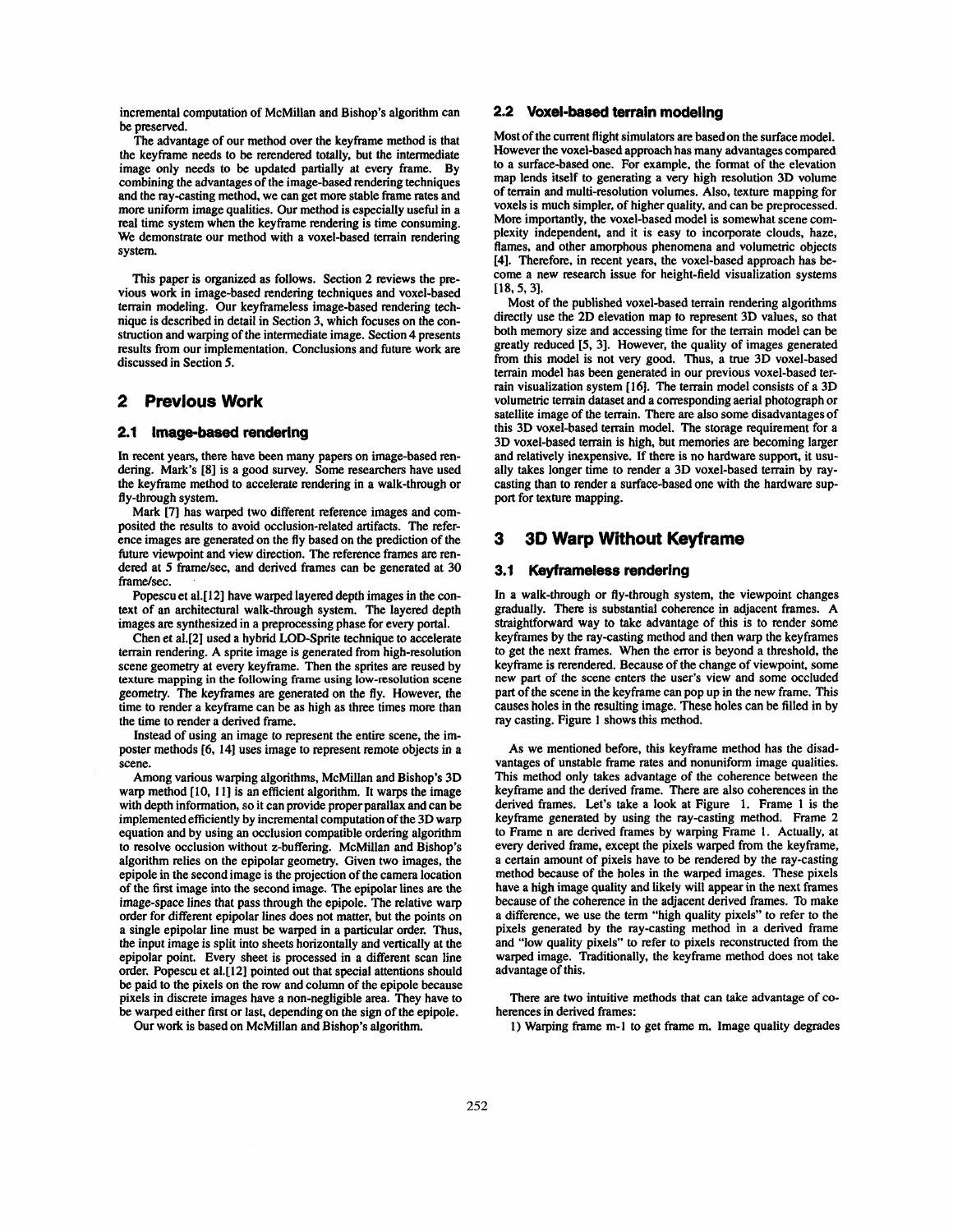incremental computation of McMillan and Bishop's algorithm can be preserved.

The advantage of our method over the keyframe method is that the keyframe needs to be rerendered totally, but the intermediate image only needs to be updated partially at every frame. By combining the advantages of the image-based rendering techniques and the ray-casting method, we can get more stable frame rates and more uniform image qualities. Our method is especially useful in a real time system when the keyframe rendering is time consuming. We demonstrate our method with a voxel-based terrain rendering system.

This paper is organized as follows. Section 2 reviews the previous work in image-based rendering techniques and voxel-based terrain modeling. Our keyframeless image-based rendering technique is described in detail in Section 3, which focuses on the construction and warping of the intermediate image. Section 4 presents results from our implementation. Conclusions and future work are discussed in Section 5.

# 2 Previous Work

## 2.1 Image-based rendering

In recent years, there have been many papers on image-based rendering. Mark's [8] is a good survey. Some researchers have used the keyframe method to accelerate rendering in a walk-through or fly-through system.

Mark [7] has warped two different reference images and composited the results to avoid occlusion-related artifacts. The reference images are generated on the fly based on the prediction of the future viewpoint and view direction. The reference frames are rendered at 5 frame/sec, and derived frames can be generated at 30 frame/sec.

Popescu et al.[12] have warped layered depth images in the context of an architectural walk-through system. The layered depth images are synthesized in a preprocessing phase for every portal.

Chen et al.[2] used a hybrid LOD-Sprite technique to accelerate terrain rendering. A sprite image is generated from high-resolution scene geometry at every keyframe. Then the sprites are reused by texture mapping in the following frame using low-resolution scene geometry. The keyframes are generated on the fly. However, the time to render a keyframe can be as high as three times more than the time to render a derived frame.

Instead of using an image to represent the entire scene, the imposter methods [6, 14] uses image to represent remote objects in a scene.

Among various warping algorithms, McMillan and Bishop's 3D warp method [10, 11] is an efficient algorithm. It warps the image with depth information, so it can provide proper parallax and can be implemented efficiently by incremental computation of the 3D warp equation and by using an occlusion compatible ordering algorithm to resolve occlusion without z-buffering. McMillan and Bishop's algorithm relies on the epipolar geometry. Given two images, the epipole in the second image is the projection of the camera location of the first image into the second image. The epipolar lines are the image-space lines that pass through the epipole. The relative warp order for different epipolar lines does not matter, but the points on a single epipolar line must be warped in a particular order. Thus, the input image is split into sheets horizontally and vertically at the epipolar point. Every sheet is processed in a different scan line order. Popescu et al.[12] pointed out that special attentions should be paid to the pixels on the row and column of the epipole because pixels in discrete images have a non-negligible area. They have to be warped either first or last, depending on the sign of the epipole.

Our work is based on McMillan and Bishop's algorithm.

## 2.2 Voxel-based terrain modeling

Most of the current flight simulators are based on the surface model. However the voxel-based approach has many advantages compared to a surface-based one. For example, the format of the elevation map lends itself to generating a very high resolution 3D volume of terrain and multi-resolution volumes. Also, texture mapping for voxels is much simpler, of higher quality, and can be preprocessed. More importantly, the voxel-based model is somewhat scene complexity independent, and it is easy to incorporate clouds, haze, flames, and other amorphous phenomena and volumetric objects [4]. Therefore, in recent years, the voxel-based approach has become a new research issue for height-field visualization systems [18, 5, 3].

Most of the published voxel-based terrain rendering algorithms directly use the 2D elevation map to represent 3D values, so that both memory size and accessing time for the terrain model can be greatly reduced [5, 3]. However, the quality of images generated from this model is not very good. Thus, a true 3D voxel-based terrain model has been generated in our previous voxel-based terrain visualization system [16]. The terrain model consists of a 3D volumetric terrain dataset and a corresponding aerial photograph or satellite image of the terrain. There are also some disadvantages of this 3D voxel-based terrain model. The storage requirement for a 3D voxel-based terrain is high, but memories are becoming larger and relatively inexpensive. If there is no hardware support, it usually takes longer time to render a 3D voxel-based terrain by ray-casting than to render a surface-based one with the hardware support for texture mapping.

# 3 3D Warp Without Keyframe

## 3.1 Keyframeless rendering

In a walk-through or fly-through system, the viewpoint changes gradually. There is substantial coherence in adjacent frames. A straightforward way to take advantage of this is to render some keyframes by the ray-casting method and then warp the keyframes to get the next frames. When the error is beyond a threshold, the keyframe is rerendered. Because of the change of viewpoint, some new part of the scene enters the user's view and some occluded part of the scene in the keyframe can pop up in the new frame. This causes holes in the resulting image. These holes can be filled in by ray casting. Figure 1 shows this method.

As we mentioned before, this keyframe method has the disadvantages of unstable frame rates and nonuniform image qualities. This method only takes advantage of the coherence between the keyframe and the derived frame. There are also coherences in the derived frames. Let's take a look at Figure 1. Frame 1 is the keyframe generated by using the ray-casting method. Frame 2 to Frame n are derived frames by warping Frame 1. Actually, at every derived frame, except the pixels warped from the keyframe, a certain amount of pixels have to be rendered by the ray-casting method because of the holes in the warped images. These pixels have a high image quality and likely will appear in the next frames because of the coherence in the adjacent derived frames. To make a difference, we use the term "high quality pixels" to refer to the pixels generated by the ray-casting method in a derived frame and "low quality pixels" to refer to pixels reconstructed from the warped image. Traditionally, the keyframe method does not take advantage of this.

There are two intuitive methods that can take advantage of coherences in derived frames:

1) Warping frame m-1 to get frame m. Image quality degrades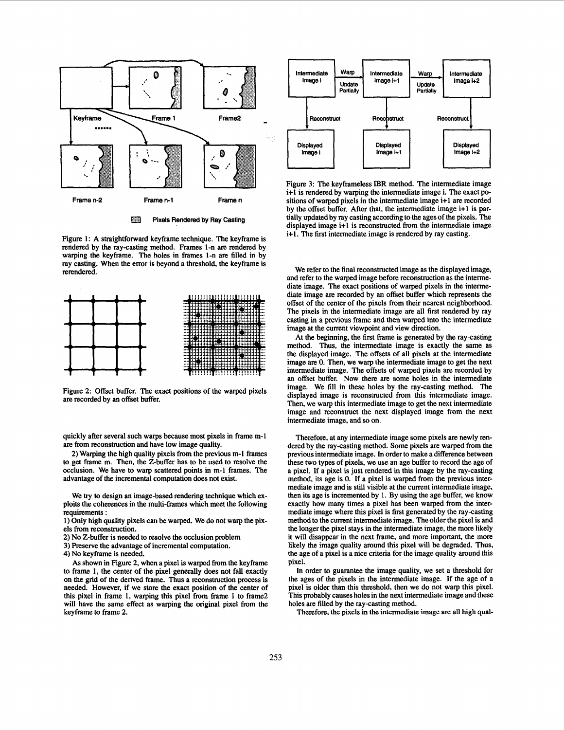Keyframe

Frame 1

Frame2

Frame n-2

Frame n-1

Frame n

Pixels Rendered by Ray Casting

Figure 1: A straightforward keyframe technique. The keyframe is rendered by the ray-casting method. Frames 1-n are rendered by warping the keyframe. The holes in frames 1-n are filled in by ray casting. When the error is beyond a threshold, the keyframe is rerendered.

Figure 2: Offset buffer. The exact positions of the warped pixels are recorded by an offset buffer.

quickly after several such warps because most pixels in frame m-1 are from reconstruction and have low image quality.

2) Warping the high quality pixels from the previous m-1 frames to get frame m. Then, the Z-buffer has to be used to resolve the occlusion. We have to warp scattered points in m-1 frames. The advantage of the incremental computation does not exist.

We try to design an image-based rendering technique which exploits the coherences in the multi-frames which meet the following requirements :

1) Only high quality pixels can be warped. We do not warp the pixels from reconstruction.

2) No Z-buffer is needed to resolve the occlusion problem

3) Preserve the advantage of incremental computation.

4) No keyframe is needed.

As shown in Figure 2, when a pixel is warped from the keyframe to frame 1, the center of the pixel generally does not fall exactly on the grid of the derived frame. Thus a reconstruction process is needed. However, if we store the exact position of the center of this pixel in frame 1, warping this pixel from frame 1 to frame2 will have the same effect as warping the original pixel from the keyframe to frame 2.

Intermediate Image i

Warp

Update Partially

Intermediate Image i+1

Warp

Update Partially

Intermediate Image i+2

Reconstruct

Reconstruct

Reconstruct

Displayed Image i

Displayed Image i+1

Displayed Image i+2

Figure 3: The keyframeless IBR method. The intermediate image i+1 is rendered by warping the intermediate image i. The exact positions of warped pixels in the intermediate image i+1 are recorded by the offset buffer. After that, the intermediate image i+1 is partially updated by ray casting according to the ages of the pixels. The displayed image i+1 is reconstructed from the intermediate image i+1. The first intermediate image is rendered by ray casting.

We refer to the final reconstructed image as the displayed image, and refer to the warped image before reconstruction as the intermediate image. The exact positions of warped pixels in the intermediate image are recorded by an offset buffer which represents the offset of the center of the pixels from their nearest neighborhood. The pixels in the intermediate image are all first rendered by ray casting in a previous frame and then warped into the intermediate image at the current viewpoint and view direction.

At the beginning, the first frame is generated by the ray-casting method. Thus, the intermediate image is exactly the same as the displayed image. The offsets of all pixels at the intermediate image are 0. Then, we warp the intermediate image to get the next intermediate image. The offsets of warped pixels are recorded by an offset buffer. Now there are some holes in the intermediate image. We fill in these holes by the ray-casting method. The displayed image is reconstructed from this intermediate image. Then, we warp this intermediate image to get the next intermediate image and reconstruct the next displayed image from the next intermediate image, and so on.

Therefore, at any intermediate image some pixels are newly rendered by the ray-casting method. Some pixels are warped from the previous intermediate image. In order to make a difference between these two types of pixels, we use an age buffer to record the age of a pixel. If a pixel is just rendered in this image by the ray-casting method, its age is 0. If a pixel is warped from the previous intermediate image and is still visible at the current intermediate image, then its age is incremented by 1. By using the age buffer, we know exactly how many times a pixel has been warped from the intermediate image where this pixel is first generated by the ray-casting method to the current intermediate image. The older the pixel is and the longer the pixel stays in the intermediate image, the more likely it will disappear in the next frame, and more important, the more likely the image quality around this pixel will be degraded. Thus, the age of a pixel is a nice criteria for the image quality around this pixel.

In order to guarantee the image quality, we set a threshold for the ages of the pixels in the intermediate image. If the age of a pixel is older than this threshold, then we do not warp this pixel. This probably causes holes in the next intermediate image and these holes are filled by the ray-casting method.

Therefore, the pixels in the intermediate image are all high qual-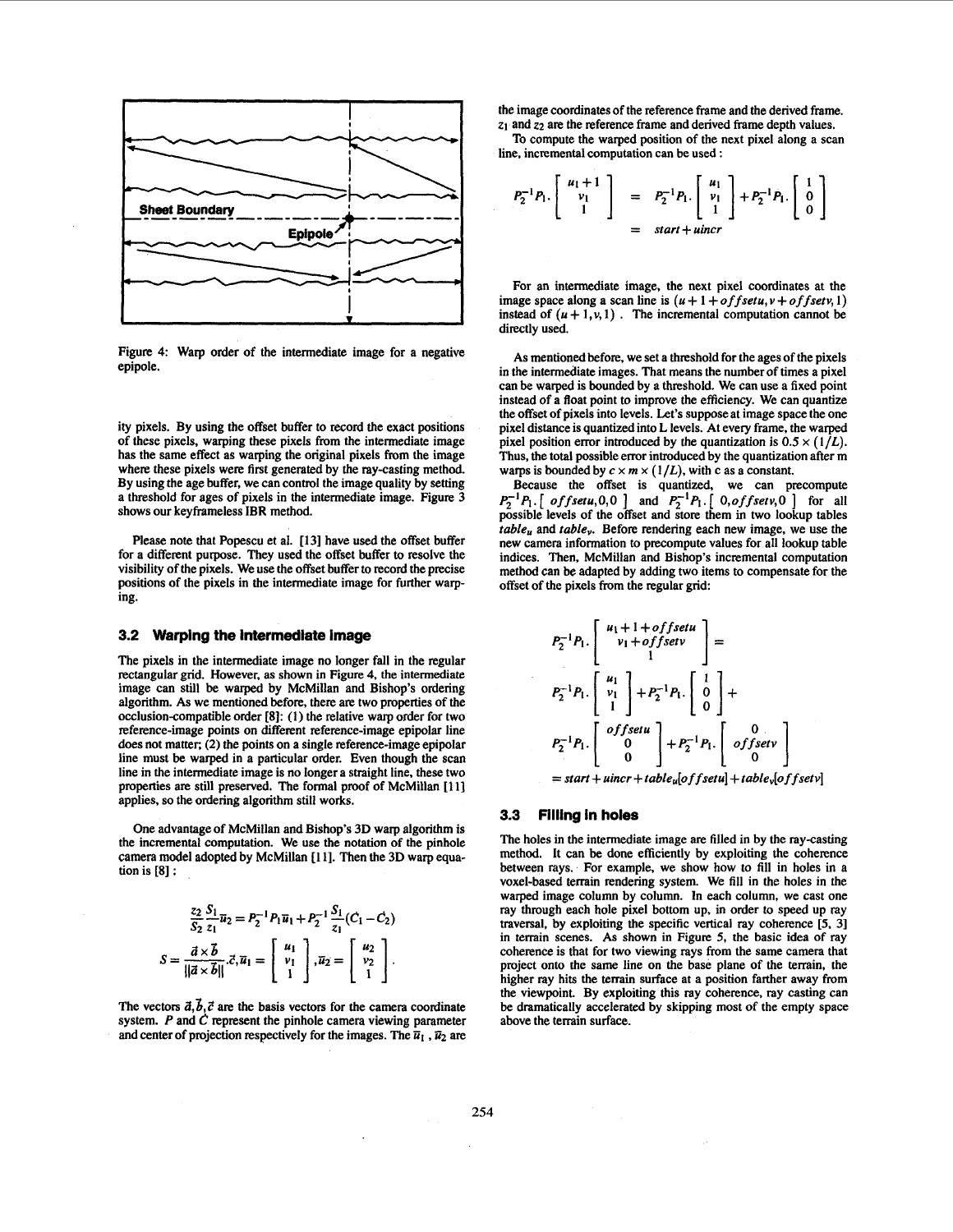Figure 4: Warp order of the intermediate image for a negative epipole.

ity pixels. By using the offset buffer to record the exact positions of these pixels, warping these pixels from the intermediate image has the same effect as warping the original pixels from the image where these pixels were first generated by the ray-casting method. By using the age buffer, we can control the image quality by setting a threshold for ages of pixels in the intermediate image. Figure 3 shows our keyframeless IBR method.

Please note that Popescu et al. [13] have used the offset buffer for a different purpose. They used the offset buffer to resolve the visibility of the pixels. We use the offset buffer to record the precise positions of the pixels in the intermediate image for further warping.

### 3.2 Warping the Intermediate Image

The pixels in the intermediate image no longer fall in the regular rectangular grid. However, as shown in Figure 4, the intermediate image can still be warped by McMillan and Bishop's ordering algorithm. As we mentioned before, there are two properties of the occlusion-compatible order [8]: (1) the relative warp order for two reference-image points on different reference-image epipolar line does not matter; (2) the points on a single reference-image epipolar line must be warped in a particular order. Even though the scan line in the intermediate image is no longer a straight line, these two properties are still preserved. The formal proof of McMillan [11] applies, so the ordering algorithm still works.

One advantage of McMillan and Bishop's 3D warp algorithm is the incremental computation. We use the notation of the pinhole camera model adopted by McMillan [11]. Then the 3D warp equation is [8] :

$$\frac{z_2}{S_2}\frac{S_1}{z_1}\bar{u}_2 = P_2^{-1}P_1\bar{u}_1 + P_2^{-1}\frac{S_1}{z_1}(\dot{C}_1 - \dot{C}_2)$$

$$S = \frac{\vec{a}\times\vec{b}}{\|\vec{a}\times\vec{b}\|}.\vec{c}, \bar{u}_1 = \begin{bmatrix} u_1 \\ v_1 \\ 1 \end{bmatrix}, \bar{u}_2 = \begin{bmatrix} u_2 \\ v_2 \\ 1 \end{bmatrix}.$$

The vectors $\vec{a}, \vec{b}, \vec{c}$ are the basis vectors for the camera coordinate system. $P$ and $\dot{C}$ represent the pinhole camera viewing parameter and center of projection respectively for the images. The $\bar{u}_1$, $\bar{u}_2$ are the image coordinates of the reference frame and the derived frame. $z_1$ and $z_2$ are the reference frame and derived frame depth values.

To compute the warped position of the next pixel along a scan line, incremental computation can be used :

$$\begin{aligned} P_2^{-1}P_1 . \begin{bmatrix} u_1+1 \\ v_1 \\ 1 \end{bmatrix} &= P_2^{-1}P_1 . \begin{bmatrix} u_1 \\ v_1 \\ 1 \end{bmatrix} + P_2^{-1}P_1 . \begin{bmatrix} 1 \\ 0 \\ 0 \end{bmatrix} \\ &= start + uincr \end{aligned}$$

For an intermediate image, the next pixel coordinates at the image space along a scan line is $(u+1+offsetu, v+offsetv, 1)$ instead of $(u+1, v, 1)$. The incremental computation cannot be directly used.

As mentioned before, we set a threshold for the ages of the pixels in the intermediate images. That means the number of times a pixel can be warped is bounded by a threshold. We can use a fixed point instead of a float point to improve the efficiency. We can quantize the offset of pixels into levels. Let's suppose at image space the one pixel distance is quantized into L levels. At every frame, the warped pixel position error introduced by the quantization is $0.5\times(1/L)$. Thus, the total possible error introduced by the quantization after m warps is bounded by $c\times m\times(1/L)$, with c as a constant.

Because the offset is quantized, we can precompute $P_2^{-1}P_1.[\ offsetu, 0, 0\ ]$ and $P_2^{-1}P_1.[\ 0, offsetv, 0\ ]$ for all possible levels of the offset and store them in two lookup tables $table_u$ and $table_v$. Before rendering each new image, we use the new camera information to precompute values for all lookup table indices. Then, McMillan and Bishop's incremental computation method can be adapted by adding two items to compensate for the offset of the pixels from the regular grid:

$$\begin{aligned} & P_2^{-1}P_1 . \begin{bmatrix} u_1+1+offsetu \\ v_1+offsetv \\ 1 \end{bmatrix} = \\ & P_2^{-1}P_1 . \begin{bmatrix} u_1 \\ v_1 \\ 1 \end{bmatrix} + P_2^{-1}P_1 . \begin{bmatrix} 1 \\ 0 \\ 0 \end{bmatrix} + \\ & P_2^{-1}P_1 . \begin{bmatrix} offsetu \\ 0 \\ 0 \end{bmatrix} + P_2^{-1}P_1 . \begin{bmatrix} 0 \\ offsetv \\ 0 \end{bmatrix} \\ & = start + uincr + table_u[offsetu] + table_v[offsetv] \end{aligned}$$

### 3.3 Filling in holes

The holes in the intermediate image are filled in by the ray-casting method. It can be done efficiently by exploiting the coherence between rays. For example, we show how to fill in holes in a voxel-based terrain rendering system. We fill in the holes in the warped image column by column. In each column, we cast one ray through each hole pixel bottom up, in order to speed up ray traversal, by exploiting the specific vertical ray coherence [5, 3] in terrain scenes. As shown in Figure 5, the basic idea of ray coherence is that for two viewing rays from the same camera that project onto the same line on the base plane of the terrain, the higher ray hits the terrain surface at a position farther away from the viewpoint. By exploiting this ray coherence, ray casting can be dramatically accelerated by skipping most of the empty space above the terrain surface.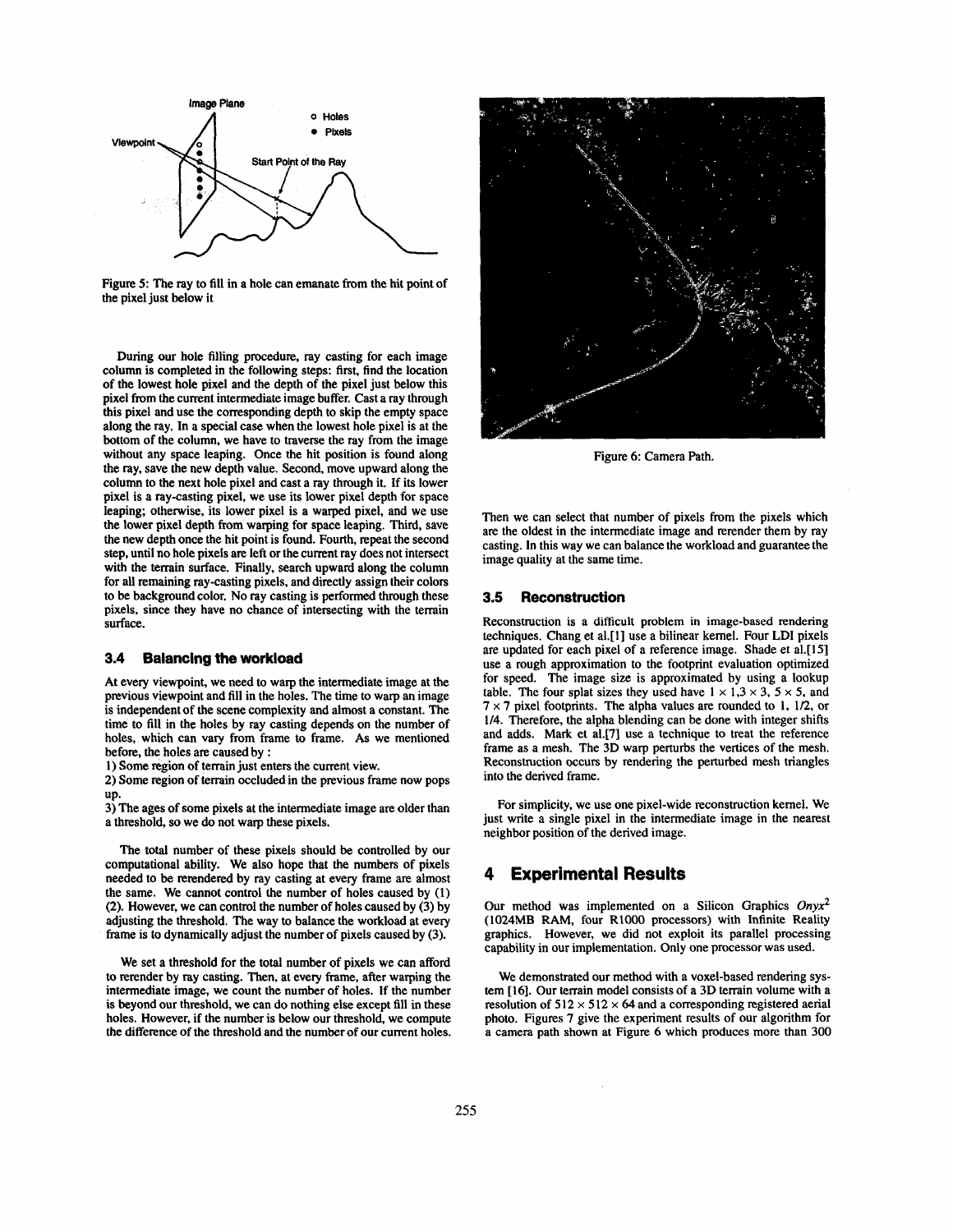Image Plane

o Holes

• Pixels

Viewpoint

Start Point of the Ray

Figure 5: The ray to fill in a hole can emanate from the hit point of the pixel just below it

During our hole filling procedure, ray casting for each image column is completed in the following steps: first, find the location of the lowest hole pixel and the depth of the pixel just below this pixel from the current intermediate image buffer. Cast a ray through this pixel and use the corresponding depth to skip the empty space along the ray. In a special case when the lowest hole pixel is at the bottom of the column, we have to traverse the ray from the image without any space leaping. Once the hit position is found along the ray, save the new depth value. Second, move upward along the column to the next hole pixel and cast a ray through it. If its lower pixel is a ray-casting pixel, we use its lower pixel depth for space leaping; otherwise, its lower pixel is a warped pixel, and we use the lower pixel depth from warping for space leaping. Third, save the new depth once the hit point is found. Fourth, repeat the second step, until no hole pixels are left or the current ray does not intersect with the terrain surface. Finally, search upward along the column for all remaining ray-casting pixels, and directly assign their colors to be background color. No ray casting is performed through these pixels, since they have no chance of intersecting with the terrain surface.

### 3.4 Balancing the workload

At every viewpoint, we need to warp the intermediate image at the previous viewpoint and fill in the holes. The time to warp an image is independent of the scene complexity and almost a constant. The time to fill in the holes by ray casting depends on the number of holes, which can vary from frame to frame. As we mentioned before, the holes are caused by :

1) Some region of terrain just enters the current view.
2) Some region of terrain occluded in the previous frame now pops up.
3) The ages of some pixels at the intermediate image are older than a threshold, so we do not warp these pixels.

The total number of these pixels should be controlled by our computational ability. We also hope that the numbers of pixels needed to be rerendered by ray casting at every frame are almost the same. We cannot control the number of holes caused by (1) (2). However, we can control the number of holes caused by (3) by adjusting the threshold. The way to balance the workload at every frame is to dynamically adjust the number of pixels caused by (3).

We set a threshold for the total number of pixels we can afford to rerender by ray casting. Then, at every frame, after warping the intermediate image, we count the number of holes. If the number is beyond our threshold, we can do nothing else except fill in these holes. However, if the number is below our threshold, we compute the difference of the threshold and the number of our current holes.

Figure 6: Camera Path.

Then we can select that number of pixels from the pixels which are the oldest in the intermediate image and rerender them by ray casting. In this way we can balance the workload and guarantee the image quality at the same time.

### 3.5 Reconstruction

Reconstruction is a difficult problem in image-based rendering techniques. Chang et al.[1] use a bilinear kernel. Four LDI pixels are updated for each pixel of a reference image. Shade et al.[15] use a rough approximation to the footprint evaluation optimized for speed. The image size is approximated by using a lookup table. The four splat sizes they used have $1 \times 1, 3 \times 3, 5 \times 5$, and $7 \times 7$ pixel footprints. The alpha values are rounded to 1, 1/2, or 1/4. Therefore, the alpha blending can be done with integer shifts and adds. Mark et al.[7] use a technique to treat the reference frame as a mesh. The 3D warp perturbs the vertices of the mesh. Reconstruction occurs by rendering the perturbed mesh triangles into the derived frame.

For simplicity, we use one pixel-wide reconstruction kernel. We just write a single pixel in the intermediate image in the nearest neighbor position of the derived image.

## 4 Experimental Results

Our method was implemented on a Silicon Graphics *Onyx*$^2$ (1024MB RAM, four R1000 processors) with Infinite Reality graphics. However, we did not exploit its parallel processing capability in our implementation. Only one processor was used.

We demonstrated our method with a voxel-based rendering system [16]. Our terrain model consists of a 3D terrain volume with a resolution of $512 \times 512 \times 64$ and a corresponding registered aerial photo. Figures 7 give the experiment results of our algorithm for a camera path shown at Figure 6 which produces more than 300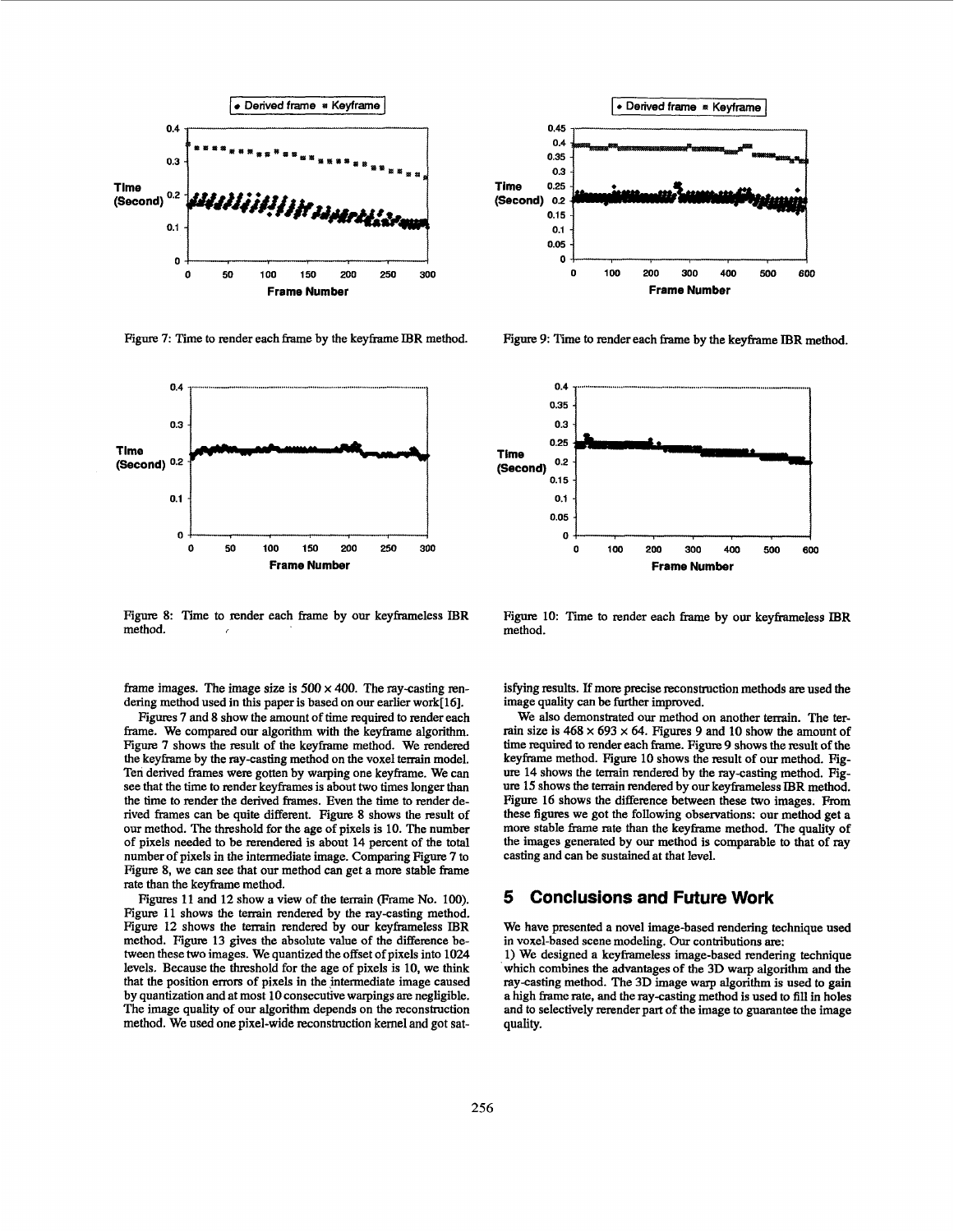Figure 7: Time to render each frame by the keyframe IBR method.

Figure 8: Time to render each frame by our keyframeless IBR method.

Figure 9: Time to render each frame by the keyframe IBR method.

Figure 10: Time to render each frame by our keyframeless IBR method.

frame images. The image size is $500 \times 400$. The ray-casting rendering method used in this paper is based on our earlier work[16].

Figures 7 and 8 show the amount of time required to render each frame. We compared our algorithm with the keyframe algorithm. Figure 7 shows the result of the keyframe method. We rendered the keyframe by the ray-casting method on the voxel terrain model. Ten derived frames were gotten by warping one keyframe. We can see that the time to render keyframes is about two times longer than the time to render the derived frames. Even the time to render derived frames can be quite different. Figure 8 shows the result of our method. The threshold for the age of pixels is 10. The number of pixels needed to be rerendered is about 14 percent of the total number of pixels in the intermediate image. Comparing Figure 7 to Figure 8, we can see that our method can get a more stable frame rate than the keyframe method.

Figures 11 and 12 show a view of the terrain (Frame No. 100). Figure 11 shows the terrain rendered by the ray-casting method. Figure 12 shows the terrain rendered by our keyframeless IBR method. Figure 13 gives the absolute value of the difference between these two images. We quantized the offset of pixels into 1024 levels. Because the threshold for the age of pixels is 10, we think that the position errors of pixels in the intermediate image caused by quantization and at most 10 consecutive warpings are negligible. The image quality of our algorithm depends on the reconstruction method. We used one pixel-wide reconstruction kernel and got satisfying results. If more precise reconstruction methods are used the image quality can be further improved.

We also demonstrated our method on another terrain. The terrain size is $468 \times 693 \times 64$. Figures 9 and 10 show the amount of time required to render each frame. Figure 9 shows the result of the keyframe method. Figure 10 shows the result of our method. Figure 14 shows the terrain rendered by the ray-casting method. Figure 15 shows the terrain rendered by our keyframeless IBR method. Figure 16 shows the difference between these two images. From these figures we got the following observations: our method get a more stable frame rate than the keyframe method. The quality of the images generated by our method is comparable to that of ray casting and can be sustained at that level.

## 5 Conclusions and Future Work

We have presented a novel image-based rendering technique used in voxel-based scene modeling. Our contributions are:

1) We designed a keyframeless image-based rendering technique which combines the advantages of the 3D warp algorithm and the ray-casting method. The 3D image warp algorithm is used to gain a high frame rate, and the ray-casting method is used to fill in holes and to selectively rerender part of the image to guarantee the image quality.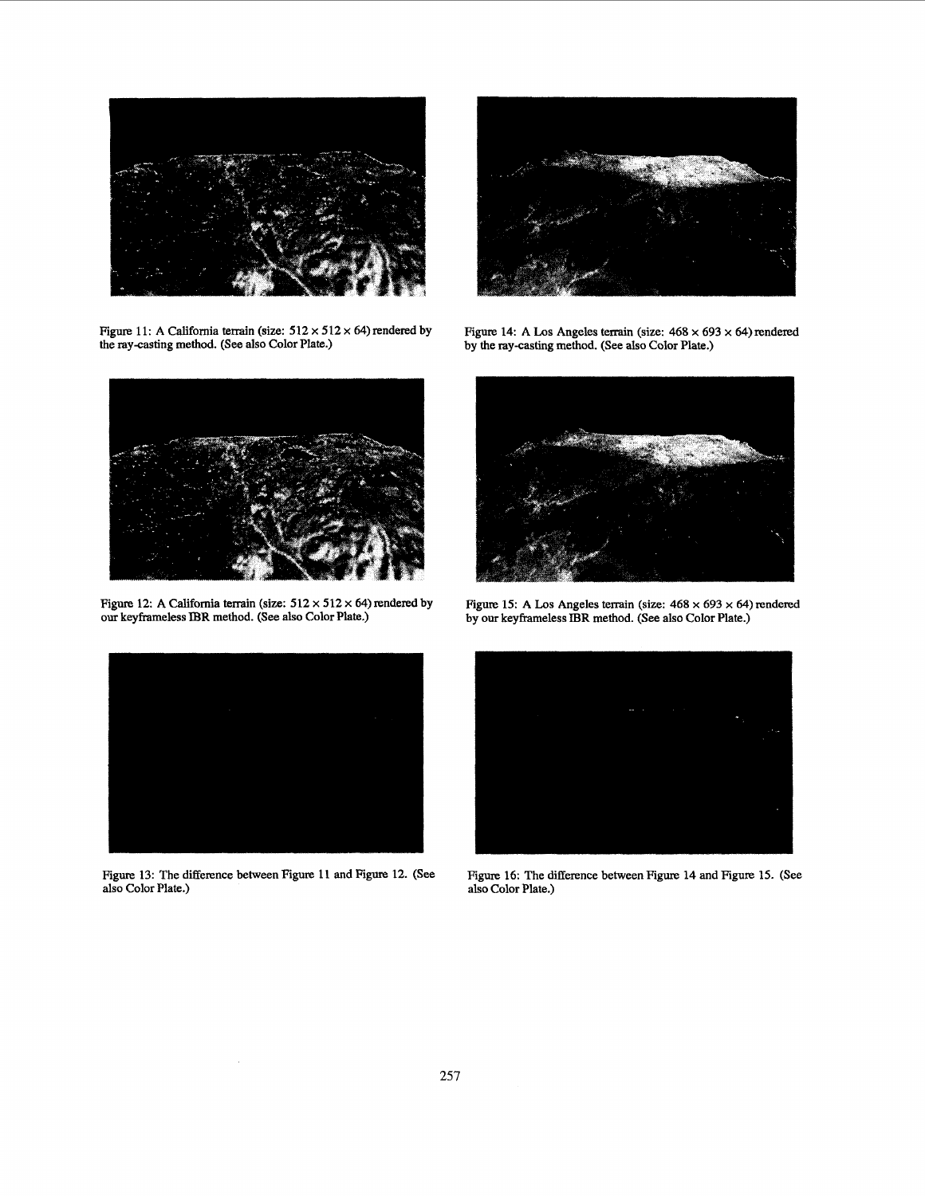Figure 11: A California terrain (size: $512 \times 512 \times 64$) rendered by the ray-casting method. (See also Color Plate.)

Figure 12: A California terrain (size: $512 \times 512 \times 64$) rendered by our keyframeless IBR method. (See also Color Plate.)

Figure 13: The difference between Figure 11 and Figure 12. (See also Color Plate.)

Figure 14: A Los Angeles terrain (size: $468 \times 693 \times 64$) rendered by the ray-casting method. (See also Color Plate.)

Figure 15: A Los Angeles terrain (size: $468 \times 693 \times 64$) rendered by our keyframeless IBR method. (See also Color Plate.)

Figure 16: The difference between Figure 14 and Figure 15. (See also Color Plate.)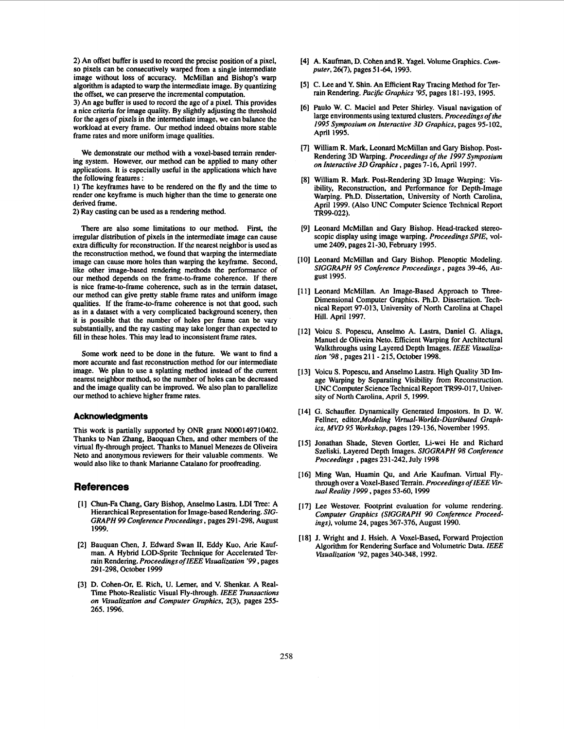2) An offset buffer is used to record the precise position of a pixel, so pixels can be consecutively warped from a single intermediate image without loss of accuracy. McMillan and Bishop's warp algorithm is adapted to warp the intermediate image. By quantizing the offset, we can preserve the incremental computation.
3) An age buffer is used to record the age of a pixel. This provides a nice criteria for image quality. By slightly adjusting the threshold for the ages of pixels in the intermediate image, we can balance the workload at every frame. Our method indeed obtains more stable frame rates and more uniform image qualities.

We demonstrate our method with a voxel-based terrain rendering system. However, our method can be applied to many other applications. It is especially useful in the applications which have the following features :
1) The keyframes have to be rendered on the fly and the time to render one keyframe is much higher than the time to generate one derived frame.
2) Ray casting can be used as a rendering method.

There are also some limitations to our method. First, the irregular distribution of pixels in the intermediate image can cause extra difficulty for reconstruction. If the nearest neighbor is used as the reconstruction method, we found that warping the intermediate image can cause more holes than warping the keyframe. Second, like other image-based rendering methods the performance of our method depends on the frame-to-frame coherence. If there is nice frame-to-frame coherence, such as in the terrain dataset, our method can give pretty stable frame rates and uniform image qualities. If the frame-to-frame coherence is not that good, such as in a dataset with a very complicated background scenery, then it is possible that the number of holes per frame can be vary substantially, and the ray casting may take longer than expected to fill in these holes. This may lead to inconsistent frame rates.

Some work need to be done in the future. We want to find a more accurate and fast reconstruction method for our intermediate image. We plan to use a splatting method instead of the current nearest neighbor method, so the number of holes can be decreased and the image quality can be improved. We also plan to parallelize our method to achieve higher frame rates.

## Acknowledgments

This work is partially supported by ONR grant N000149710402. Thanks to Nan Zhang, Baoquan Chen, and other members of the virtual fly-through project. Thanks to Manuel Menezes de Oliveira Neto and anonymous reviewers for their valuable comments. We would also like to thank Marianne Catalano for proofreading.

## References

[1] Chun-Fa Chang, Gary Bishop, Anselmo Lastra. LDI Tree: A Hierarchical Representation for Image-based Rendering. *SIGGRAPH 99 Conference Proceedings*, pages 291-298, August 1999.

[2] Bauquan Chen, J. Edward Swan II, Eddy Kuo, Arie Kaufman. A Hybrid LOD-Sprite Technique for Accelerated Terrain Rendering. *Proceedings of IEEE Visualization '99*, pages 291-298, October 1999

[3] D. Cohen-Or, E. Rich, U. Lerner, and V. Shenkar. A Real-Time Photo-Realistic Visual Fly-through. *IEEE Transactions on Visualization and Computer Graphics*, 2(3), pages 255-265. 1996.

[4] A. Kaufman, D. Cohen and R. Yagel. Volume Graphics. *Computer*, 26(7), pages 51-64, 1993.

[5] C. Lee and Y. Shin. An Efficient Ray Tracing Method for Terrain Rendering. *Pacific Graphics '95*, pages 181-193, 1995.

[6] Paulo W. C. Maciel and Peter Shirley. Visual navigation of large environments using textured clusters. *Proceedings of the 1995 Symposium on Interactive 3D Graphics*, pages 95-102, April 1995.

[7] William R. Mark, Leonard McMillan and Gary Bishop. Post-Rendering 3D Warping. *Proceedings of the 1997 Symposium on Interactive 3D Graphics*, pages 7-16, April 1997.

[8] William R. Mark. Post-Rendering 3D Image Warping: Visibility, Reconstruction, and Performance for Depth-Image Warping. Ph.D. Dissertation, University of North Carolina, April 1999. (Also UNC Computer Science Technical Report TR99-022).

[9] Leonard McMillan and Gary Bishop. Head-tracked stereoscopic display using image warping. *Proceedings SPIE*, volume 2409, pages 21-30, February 1995.

[10] Leonard McMillan and Gary Bishop. Plenoptic Modeling. *SIGGRAPH 95 Conference Proceedings*, pages 39-46, August 1995.

[11] Leonard McMillan. An Image-Based Approach to Three-Dimensional Computer Graphics. Ph.D. Dissertation. Technical Report 97-013, University of North Carolina at Chapel Hill. April 1997.

[12] Voicu S. Popescu, Anselmo A. Lastra, Daniel G. Aliaga, Manuel de Oliveira Neto. Efficient Warping for Architectural Walkthroughs using Layered Depth Images. *IEEE Visualization '98*, pages 211 - 215, October 1998.

[13] Voicu S. Popescu, and Anselmo Lastra. High Quality 3D Image Warping by Separating Visibility from Reconstruction. UNC Computer Science Technical Report TR99-017, University of North Carolina, April 5, 1999.

[14] G. Schaufler. Dynamically Generated Impostors. In D. W. Fellner, editor,*Modeling Virtual-Worlds-Distributed Graphics, MVD 95 Workshop*, pages 129-136, November 1995.

[15] Jonathan Shade, Steven Gortler, Li-wei He and Richard Szeliski. Layered Depth Images. *SIGGRAPH 98 Conference Proceedings*, pages 231-242, July 1998

[16] Ming Wan, Huamin Qu, and Arie Kaufman. Virtual Fly-through over a Voxel-Based Terrain. *Proceedings of IEEE Virtual Reality 1999*, pages 53-60, 1999

[17] Lee Westover. Footprint evaluation for volume rendering. *Computer Graphics (SIGGRAPH 90 Conference Proceedings)*, volume 24, pages 367-376, August 1990.

[18] J. Wright and J. Hsieh. A Voxel-Based, Forward Projection Algorithm for Rendering Surface and Volumetric Data. *IEEE Visualization '92*, pages 340-348, 1992.